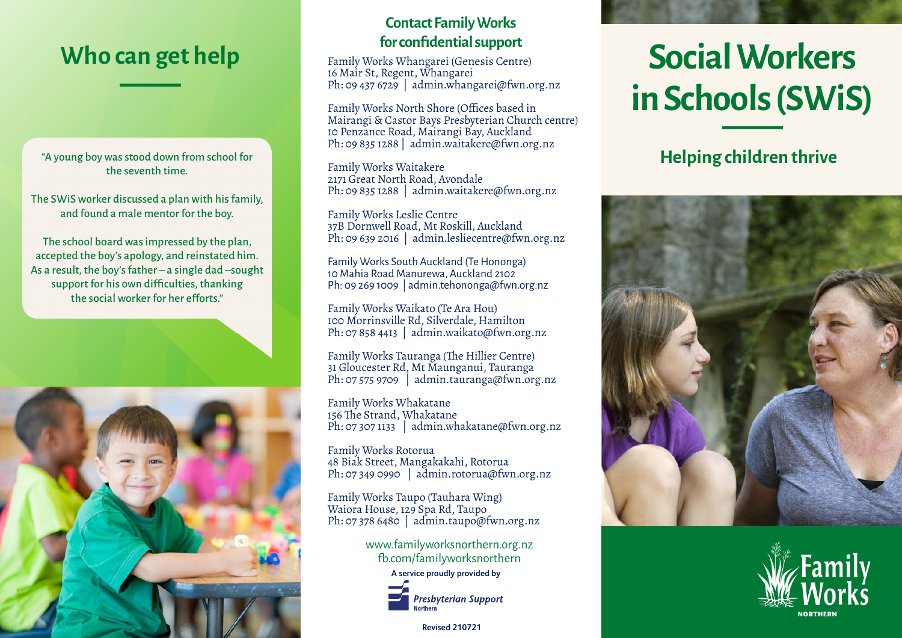# Who can get help

"A young boy was stood down from school for the seventh time.

The SWiS worker discussed a plan with his family, and found a male mentor for the boy.

The school board was impressed by the plan, accepted the boy's apology, and reinstated him. As a result, the boy's father – a single dad –sought support for his own difficulties, thanking the social worker for her efforts."

## Contact Family Works for confidential support

Family Works Whangarei (Genesis Centre)
16 Mair St, Regent, Whangarei
Ph: 09 437 6729 | admin.whangarei@fwn.org.nz

Family Works North Shore (Offices based in Mairangi & Castor Bays Presbyterian Church centre)
10 Penzance Road, Mairangi Bay, Auckland
Ph: 09 835 1288 | admin.waitakere@fwn.org.nz

Family Works Waitakere
2171 Great North Road, Avondale
Ph: 09 835 1288 | admin.waitakere@fwn.org.nz

Family Works Leslie Centre
37B Dornwell Road, Mt Roskill, Auckland
Ph: 09 639 2016 | admin.lesliecentre@fwn.org.nz

Family Works South Auckland (Te Hononga)
10 Mahia Road Manurewa, Auckland 2102
Ph: 09 269 1009 | admin.tehononga@fwn.org.nz

Family Works Waikato (Te Ara Hou)
100 Morrinsville Rd, Silverdale, Hamilton
Ph: 07 858 4413 | admin.waikato@fwn.org.nz

Family Works Tauranga (The Hillier Centre)
31 Gloucester Rd, Mt Maunganui, Tauranga
Ph: 07 575 9709 | admin.tauranga@fwn.org.nz

Family Works Whakatane
156 The Strand, Whakatane
Ph: 07 307 1133 | admin.whakatane@fwn.org.nz

Family Works Rotorua
48 Biak Street, Mangakakahi, Rotorua
Ph: 07 349 0990 | admin.rotorua@fwn.org.nz

Family Works Taupo (Tauhara Wing)
Waiora House, 129 Spa Rd, Taupo
Ph: 07 378 6480 | admin.taupo@fwn.org.nz

www.familyworksnorthern.org.nz
fb.com/familyworksnorthern

**A service proudly provided by**

*Presbyterian Support* Northern

**Revised 210721**

# Social Workers in Schools (SWiS)

## Helping children thrive

Family Works NORTHERN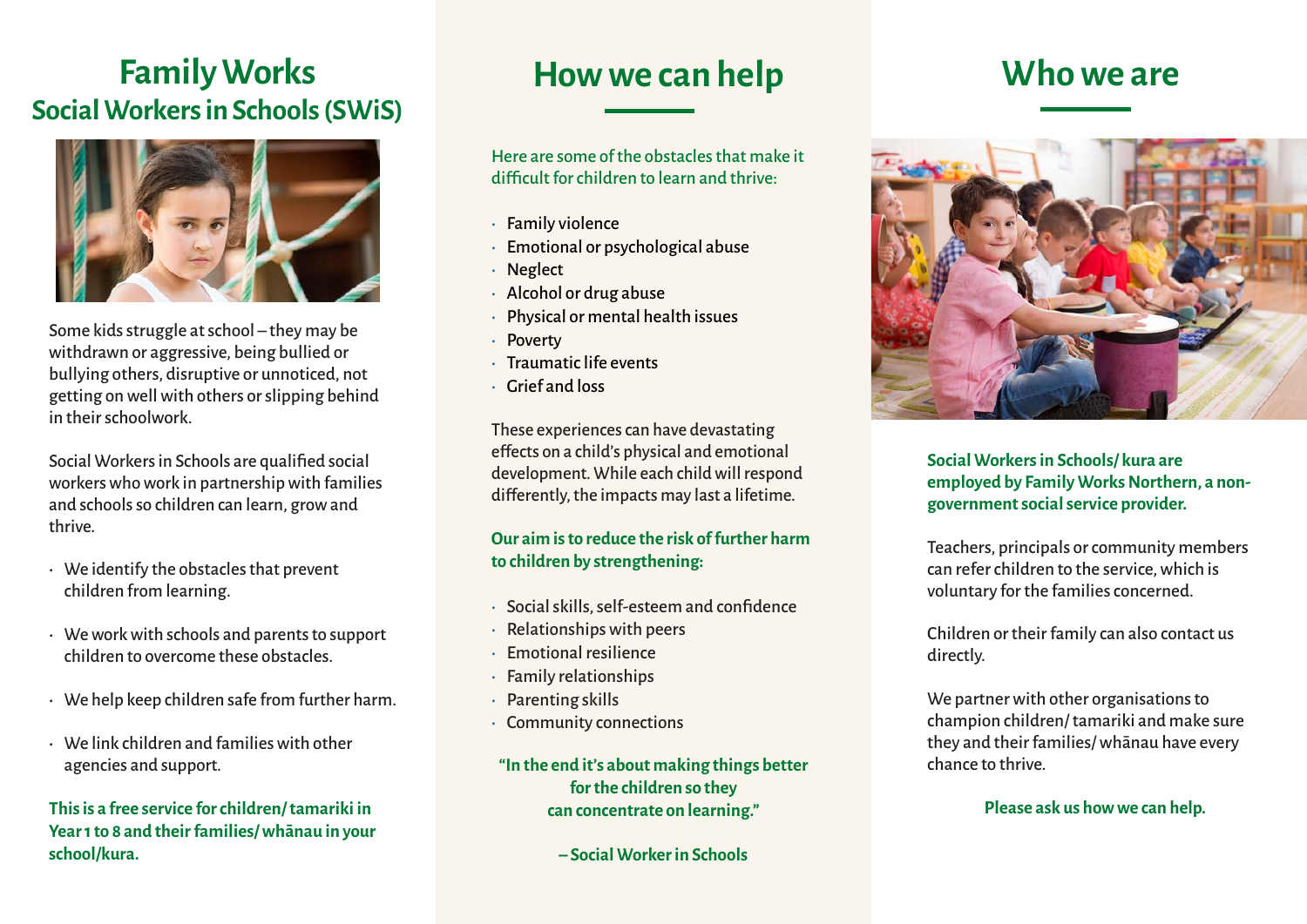# Family Works

## Social Workers in Schools (SWiS)

Some kids struggle at school – they may be withdrawn or aggressive, being bullied or bullying others, disruptive or unnoticed, not getting on well with others or slipping behind in their schoolwork.

Social Workers in Schools are qualified social workers who work in partnership with families and schools so children can learn, grow and thrive.

- We identify the obstacles that prevent children from learning.
- We work with schools and parents to support children to overcome these obstacles.
- We help keep children safe from further harm.
- We link children and families with other agencies and support.

**This is a free service for children/ tamariki in Year 1 to 8 and their families/ whānau in your school/kura.**

# How we can help

Here are some of the obstacles that make it difficult for children to learn and thrive:

- Family violence
- Emotional or psychological abuse
- Neglect
- Alcohol or drug abuse
- Physical or mental health issues
- Poverty
- Traumatic life events
- Grief and loss

These experiences can have devastating effects on a child's physical and emotional development. While each child will respond differently, the impacts may last a lifetime.

**Our aim is to reduce the risk of further harm to children by strengthening:**

- Social skills, self-esteem and confidence
- Relationships with peers
- Emotional resilience
- Family relationships
- Parenting skills
- Community connections

**"In the end it's about making things better for the children so they can concentrate on learning."**

**– Social Worker in Schools**

# Who we are

**Social Workers in Schools/ kura are employed by Family Works Northern, a non-government social service provider.**

Teachers, principals or community members can refer children to the service, which is voluntary for the families concerned.

Children or their family can also contact us directly.

We partner with other organisations to champion children/ tamariki and make sure they and their families/ whānau have every chance to thrive.

**Please ask us how we can help.**